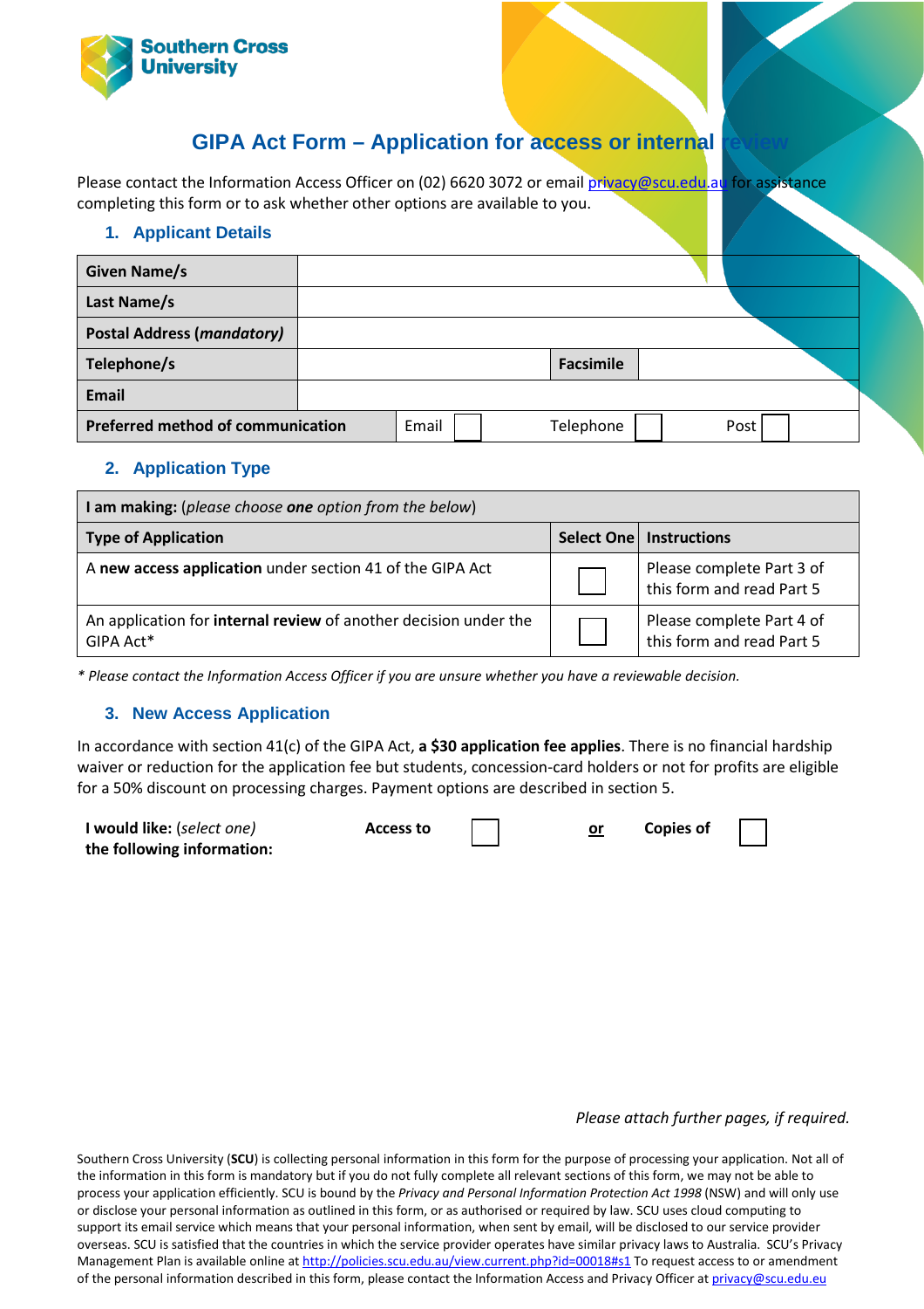# GIPA Act Form – Application for access or internal review

Please contact the Information Access Officer on (02) 6620 3072 or email privacy@scu.edu.au for assistance completing this form or to ask whether other options are available to you.

## 1. Applicant Details

| | | | |
|---|---|---|---|
| **Given Name/s** | | | |
| **Last Name/s** | | | |
| **Postal Address** ***(mandatory)*** | | | |
| **Telephone/s** | | **Facsimile** | |
| **Email** | | | |
| **Preferred method of communication** | Email ☐ | Telephone ☐ | Post ☐ |

## 2. Application Type

| **I am making:** (*please choose* ***one*** *option from the below*) | | |
|---|---|---|
| **Type of Application** | **Select One** | **Instructions** |
| A **new access application** under section 41 of the GIPA Act | ☐ | Please complete Part 3 of this form and read Part 5 |
| An application for **internal review** of another decision under the GIPA Act* | ☐ | Please complete Part 4 of this form and read Part 5 |

*\* Please contact the Information Access Officer if you are unsure whether you have a reviewable decision.*

## 3. New Access Application

In accordance with section 41(c) of the GIPA Act, **a $30 application fee applies**. There is no financial hardship waiver or reduction for the application fee but students, concession-card holders or not for profits are eligible for a 50% discount on processing charges. Payment options are described in section 5.

**I would like:** (*select one*) **the following information:** **Access to** ☐ **or** **Copies of** ☐

*Please attach further pages, if required.*

Southern Cross University (**SCU**) is collecting personal information in this form for the purpose of processing your application. Not all of the information in this form is mandatory but if you do not fully complete all relevant sections of this form, we may not be able to process your application efficiently. SCU is bound by the *Privacy and Personal Information Protection Act 1998* (NSW) and will only use or disclose your personal information as outlined in this form, or as authorised or required by law. SCU uses cloud computing to support its email service which means that your personal information, when sent by email, will be disclosed to our service provider overseas. SCU is satisfied that the countries in which the service provider operates have similar privacy laws to Australia. SCU's Privacy Management Plan is available online at http://policies.scu.edu.au/view.current.php?id=00018#s1 To request access to or amendment of the personal information described in this form, please contact the Information Access and Privacy Officer at privacy@scu.edu.eu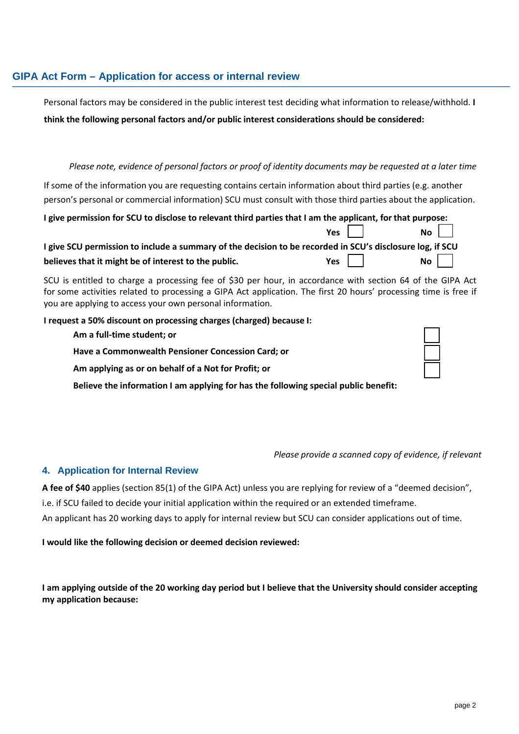## GIPA Act Form – Application for access or internal review

Personal factors may be considered in the public interest test deciding what information to release/withhold. **I think the following personal factors and/or public interest considerations should be considered:**

*Please note, evidence of personal factors or proof of identity documents may be requested at a later time*

If some of the information you are requesting contains certain information about third parties (e.g. another person's personal or commercial information) SCU must consult with those third parties about the application.

**I give permission for SCU to disclose to relevant third parties that I am the applicant, for that purpose:**
**Yes** ☐ **No** ☐

**I give SCU permission to include a summary of the decision to be recorded in SCU's disclosure log, if SCU believes that it might be of interest to the public.** **Yes** ☐ **No** ☐

SCU is entitled to charge a processing fee of $30 per hour, in accordance with section 64 of the GIPA Act for some activities related to processing a GIPA Act application. The first 20 hours' processing time is free if you are applying to access your own personal information.

**I request a 50% discount on processing charges (charged) because I:**

- **Am a full-time student; or** ☐
- **Have a Commonwealth Pensioner Concession Card; or** ☐
- **Am applying as or on behalf of a Not for Profit; or** ☐
- **Believe the information I am applying for has the following special public benefit:**

*Please provide a scanned copy of evidence, if relevant*

### 4. Application for Internal Review

**A fee of $40** applies (section 85(1) of the GIPA Act) unless you are replying for review of a "deemed decision", i.e. if SCU failed to decide your initial application within the required or an extended timeframe.
An applicant has 20 working days to apply for internal review but SCU can consider applications out of time.

**I would like the following decision or deemed decision reviewed:**

**I am applying outside of the 20 working day period but I believe that the University should consider accepting my application because:**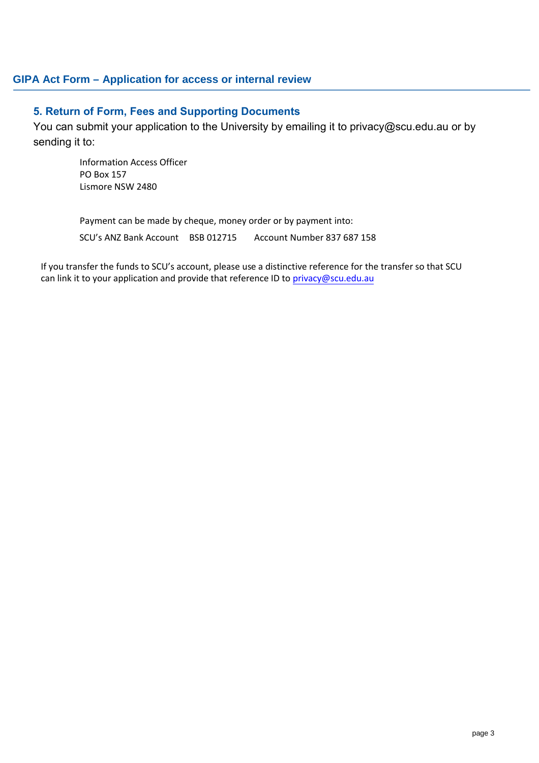## 5. Return of Form, Fees and Supporting Documents

You can submit your application to the University by emailing it to privacy@scu.edu.au or by sending it to:

Information Access Officer
PO Box 157
Lismore NSW 2480

Payment can be made by cheque, money order or by payment into:

SCU's ANZ Bank Account BSB 012715 Account Number 837 687 158

If you transfer the funds to SCU's account, please use a distinctive reference for the transfer so that SCU can link it to your application and provide that reference ID to privacy@scu.edu.au